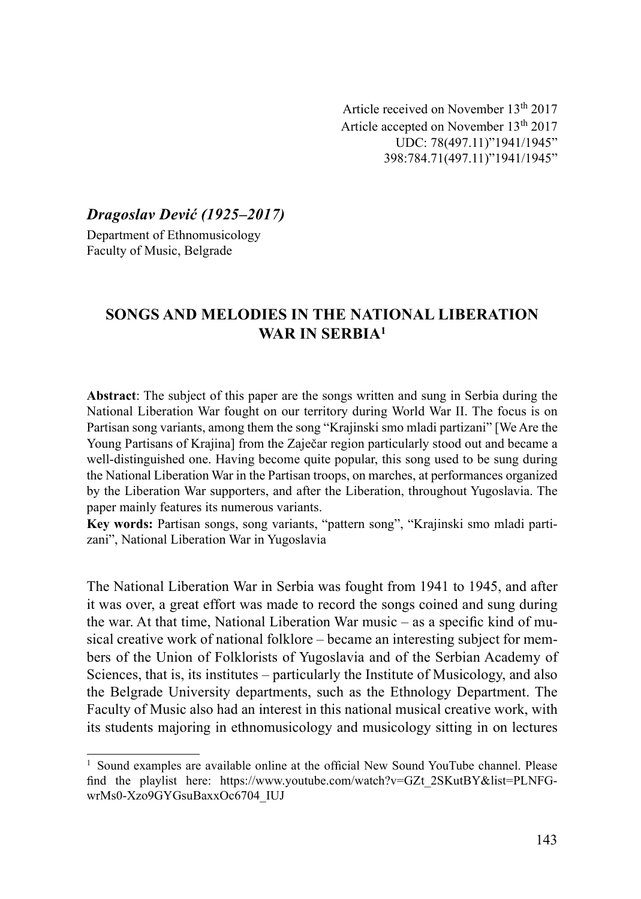Article received on November 13th 2017
Article accepted on November 13th 2017
UDC: 78(497.11)”1941/1945”
398:784.71(497.11)”1941/1945”

***Dragoslav Dević (1925–2017)***
Department of Ethnomusicology
Faculty of Music, Belgrade

# SONGS AND MELODIES IN THE NATIONAL LIBERATION WAR IN SERBIA[1]

**Abstract**: The subject of this paper are the songs written and sung in Serbia during the National Liberation War fought on our territory during World War II. The focus is on Partisan song variants, among them the song “Krajinski smo mladi partizani” [We Are the Young Partisans of Krajina] from the Zaječar region particularly stood out and became a well-distinguished one. Having become quite popular, this song used to be sung during the National Liberation War in the Partisan troops, on marches, at performances organized by the Liberation War supporters, and after the Liberation, throughout Yugoslavia. The paper mainly features its numerous variants.

**Key words:** Partisan songs, song variants, “pattern song”, “Krajinski smo mladi partizani”, National Liberation War in Yugoslavia

The National Liberation War in Serbia was fought from 1941 to 1945, and after it was over, a great effort was made to record the songs coined and sung during the war. At that time, National Liberation War music – as a specific kind of musical creative work of national folklore – became an interesting subject for members of the Union of Folklorists of Yugoslavia and of the Serbian Academy of Sciences, that is, its institutes – particularly the Institute of Musicology, and also the Belgrade University departments, such as the Ethnology Department. The Faculty of Music also had an interest in this national musical creative work, with its students majoring in ethnomusicology and musicology sitting in on lectures

---

[1] Sound examples are available online at the official New Sound YouTube channel. Please find the playlist here: https://www.youtube.com/watch?v=GZt_2SKutBY&list=PLNFG-wrMs0-Xzo9GYGsuBaxxOc6704_IUJ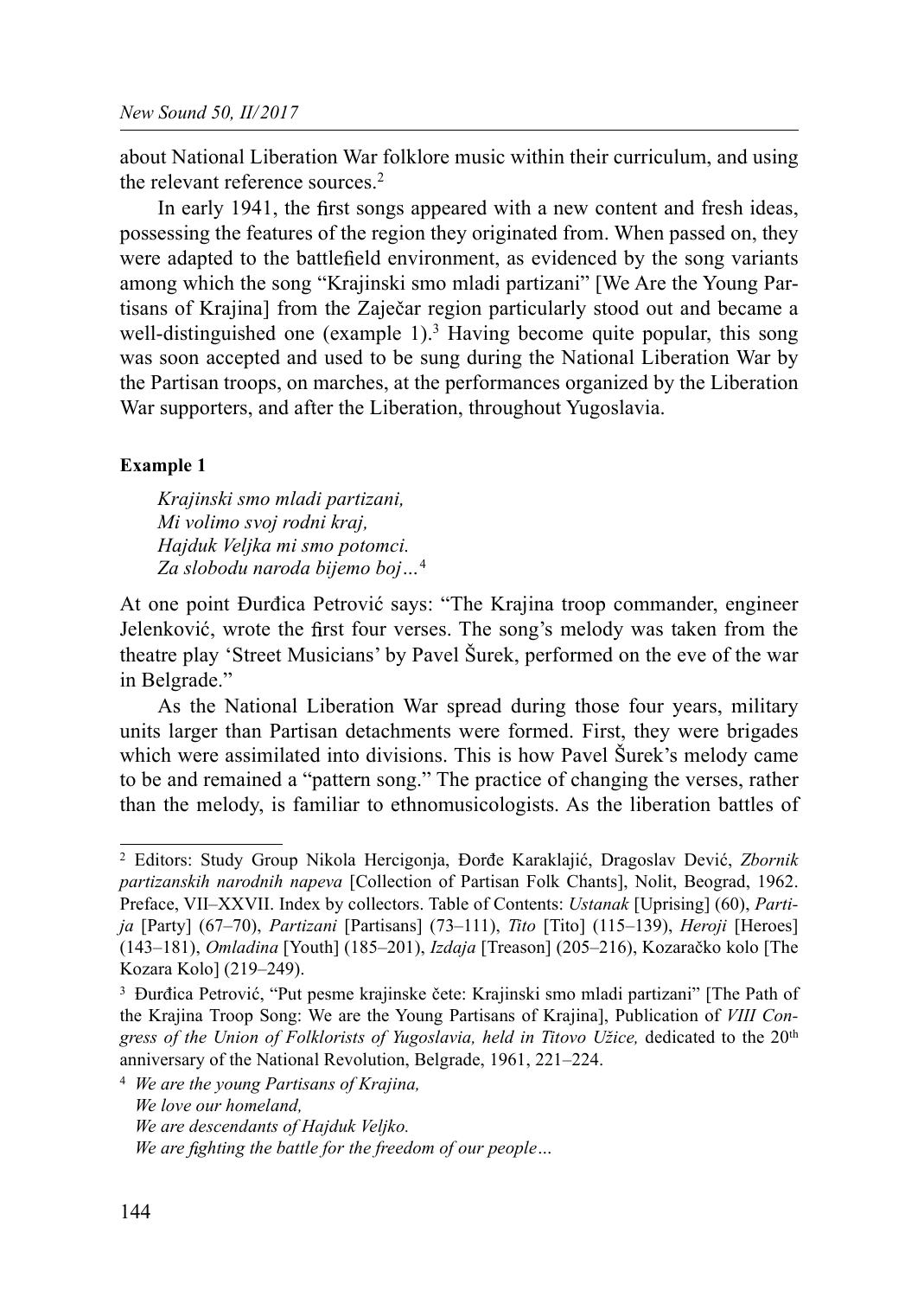about National Liberation War folklore music within their curriculum, and using the relevant reference sources.[2]

In early 1941, the first songs appeared with a new content and fresh ideas, possessing the features of the region they originated from. When passed on, they were adapted to the battlefield environment, as evidenced by the song variants among which the song "Krajinski smo mladi partizani" [We Are the Young Partisans of Krajina] from the Zaječar region particularly stood out and became a well-distinguished one (example 1).[3] Having become quite popular, this song was soon accepted and used to be sung during the National Liberation War by the Partisan troops, on marches, at the performances organized by the Liberation War supporters, and after the Liberation, throughout Yugoslavia.

**Example 1**

> *Krajinski smo mladi partizani,*
> *Mi volimo svoj rodni kraj,*
> *Hajduk Veljka mi smo potomci.*
> *Za slobodu naroda bijemo boj…*[4]

At one point Đurđica Petrović says: "The Krajina troop commander, engineer Jelenković, wrote the first four verses. The song's melody was taken from the theatre play 'Street Musicians' by Pavel Šurek, performed on the eve of the war in Belgrade."

As the National Liberation War spread during those four years, military units larger than Partisan detachments were formed. First, they were brigades which were assimilated into divisions. This is how Pavel Šurek's melody came to be and remained a "pattern song." The practice of changing the verses, rather than the melody, is familiar to ethnomusicologists. As the liberation battles of

---

[2] Editors: Study Group Nikola Hercigonja, Đorđe Karaklajić, Dragoslav Dević, *Zbornik partizanskih narodnih napeva* [Collection of Partisan Folk Chants], Nolit, Beograd, 1962. Preface, VII–XXVII. Index by collectors. Table of Contents: *Ustanak* [Uprising] (60), *Partija* [Party] (67–70), *Partizani* [Partisans] (73–111), *Tito* [Tito] (115–139), *Heroji* [Heroes] (143–181), *Omladina* [Youth] (185–201), *Izdaja* [Treason] (205–216), Kozaračko kolo [The Kozara Kolo] (219–249).

[3] Đurđica Petrović, "Put pesme krajinske čete: Krajinski smo mladi partizani" [The Path of the Krajina Troop Song: We are the Young Partisans of Krajina], Publication of *VIII Congress of the Union of Folklorists of Yugoslavia, held in Titovo Užice,* dedicated to the 20th anniversary of the National Revolution, Belgrade, 1961, 221–224.

[4] *We are the young Partisans of Krajina,*
*We love our homeland,*
*We are descendants of Hajduk Veljko.*
*We are fighting the battle for the freedom of our people…*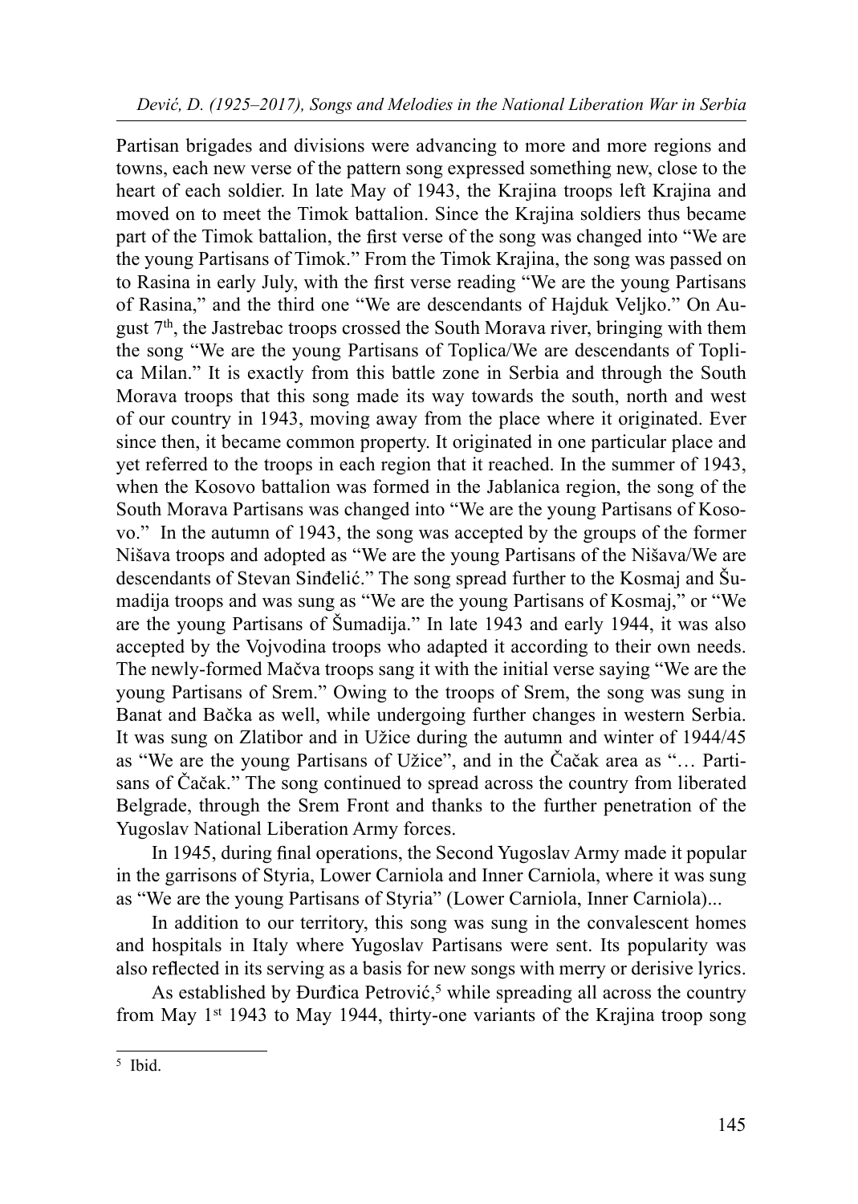Partisan brigades and divisions were advancing to more and more regions and towns, each new verse of the pattern song expressed something new, close to the heart of each soldier. In late May of 1943, the Krajina troops left Krajina and moved on to meet the Timok battalion. Since the Krajina soldiers thus became part of the Timok battalion, the first verse of the song was changed into "We are the young Partisans of Timok." From the Timok Krajina, the song was passed on to Rasina in early July, with the first verse reading "We are the young Partisans of Rasina," and the third one "We are descendants of Hajduk Veljko." On August 7th, the Jastrebac troops crossed the South Morava river, bringing with them the song "We are the young Partisans of Toplica/We are descendants of Toplica Milan." It is exactly from this battle zone in Serbia and through the South Morava troops that this song made its way towards the south, north and west of our country in 1943, moving away from the place where it originated. Ever since then, it became common property. It originated in one particular place and yet referred to the troops in each region that it reached. In the summer of 1943, when the Kosovo battalion was formed in the Jablanica region, the song of the South Morava Partisans was changed into "We are the young Partisans of Kosovo." In the autumn of 1943, the song was accepted by the groups of the former Nišava troops and adopted as "We are the young Partisans of the Nišava/We are descendants of Stevan Sinđelić." The song spread further to the Kosmaj and Šumadija troops and was sung as "We are the young Partisans of Kosmaj," or "We are the young Partisans of Šumadija." In late 1943 and early 1944, it was also accepted by the Vojvodina troops who adapted it according to their own needs. The newly-formed Mačva troops sang it with the initial verse saying "We are the young Partisans of Srem." Owing to the troops of Srem, the song was sung in Banat and Bačka as well, while undergoing further changes in western Serbia. It was sung on Zlatibor and in Užice during the autumn and winter of 1944/45 as "We are the young Partisans of Užice", and in the Čačak area as "… Partisans of Čačak." The song continued to spread across the country from liberated Belgrade, through the Srem Front and thanks to the further penetration of the Yugoslav National Liberation Army forces.

In 1945, during final operations, the Second Yugoslav Army made it popular in the garrisons of Styria, Lower Carniola and Inner Carniola, where it was sung as "We are the young Partisans of Styria" (Lower Carniola, Inner Carniola)...

In addition to our territory, this song was sung in the convalescent homes and hospitals in Italy where Yugoslav Partisans were sent. Its popularity was also reflected in its serving as a basis for new songs with merry or derisive lyrics.

As established by Đurđica Petrović,[5] while spreading all across the country from May 1st 1943 to May 1944, thirty-one variants of the Krajina troop song

---

[5] Ibid.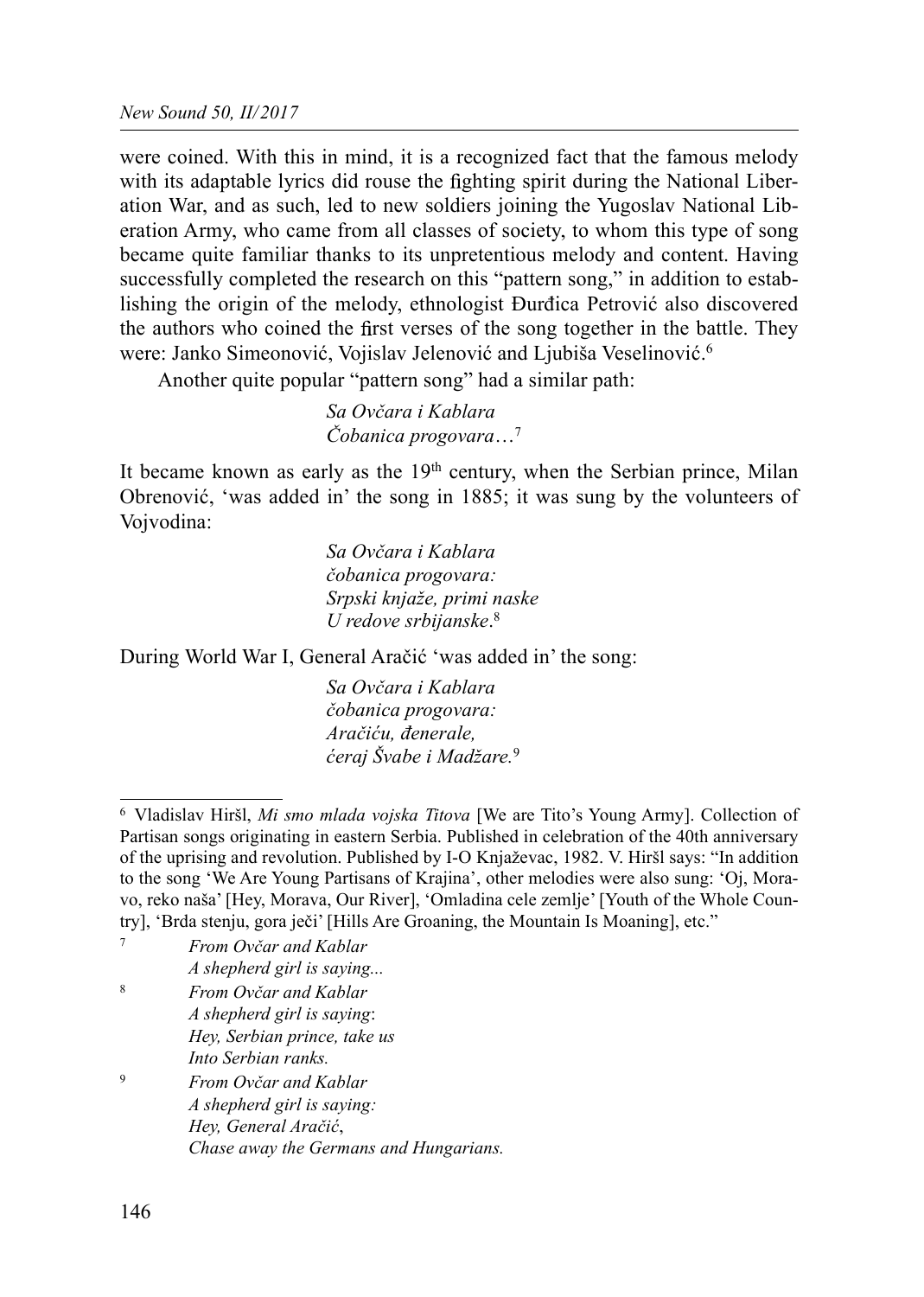were coined. With this in mind, it is a recognized fact that the famous melody with its adaptable lyrics did rouse the fighting spirit during the National Liberation War, and as such, led to new soldiers joining the Yugoslav National Liberation Army, who came from all classes of society, to whom this type of song became quite familiar thanks to its unpretentious melody and content. Having successfully completed the research on this "pattern song," in addition to establishing the origin of the melody, ethnologist Đurđica Petrović also discovered the authors who coined the first verses of the song together in the battle. They were: Janko Simeonović, Vojislav Jelenović and Ljubiša Veselinović.[6]

Another quite popular "pattern song" had a similar path:

> *Sa Ovčara i Kablara*
> *Čobanica progovara…*[7]

It became known as early as the 19th century, when the Serbian prince, Milan Obrenović, 'was added in' the song in 1885; it was sung by the volunteers of Vojvodina:

> *Sa Ovčara i Kablara*
> *čobanica progovara:*
> *Srpski knjaže, primi naske*
> *U redove srbijanske*.[8]

During World War I, General Aračić 'was added in' the song:

> *Sa Ovčara i Kablara*
> *čobanica progovara:*
> *Aračiću, đenerale,*
> *ćeraj Švabe i Madžare.*[9]

---

[6] Vladislav Hiršl, *Mi smo mlada vojska Titova* [We are Tito's Young Army]. Collection of Partisan songs originating in eastern Serbia. Published in celebration of the 40th anniversary of the uprising and revolution. Published by I-O Knjaževac, 1982. V. Hiršl says: "In addition to the song 'We Are Young Partisans of Krajina', other melodies were also sung: 'Oj, Moravo, reko naša' [Hey, Morava, Our River], 'Omladina cele zemlje' [Youth of the Whole Country], 'Brda stenju, gora ječi' [Hills Are Groaning, the Mountain Is Moaning], etc."

[7] *From Ovčar and Kablar*
*A shepherd girl is saying...*

[8] *From Ovčar and Kablar*
*A shepherd girl is saying*:
*Hey, Serbian prince, take us*
*Into Serbian ranks.*

[9] *From Ovčar and Kablar*
*A shepherd girl is saying:*
*Hey, General Aračić*,
*Chase away the Germans and Hungarians.*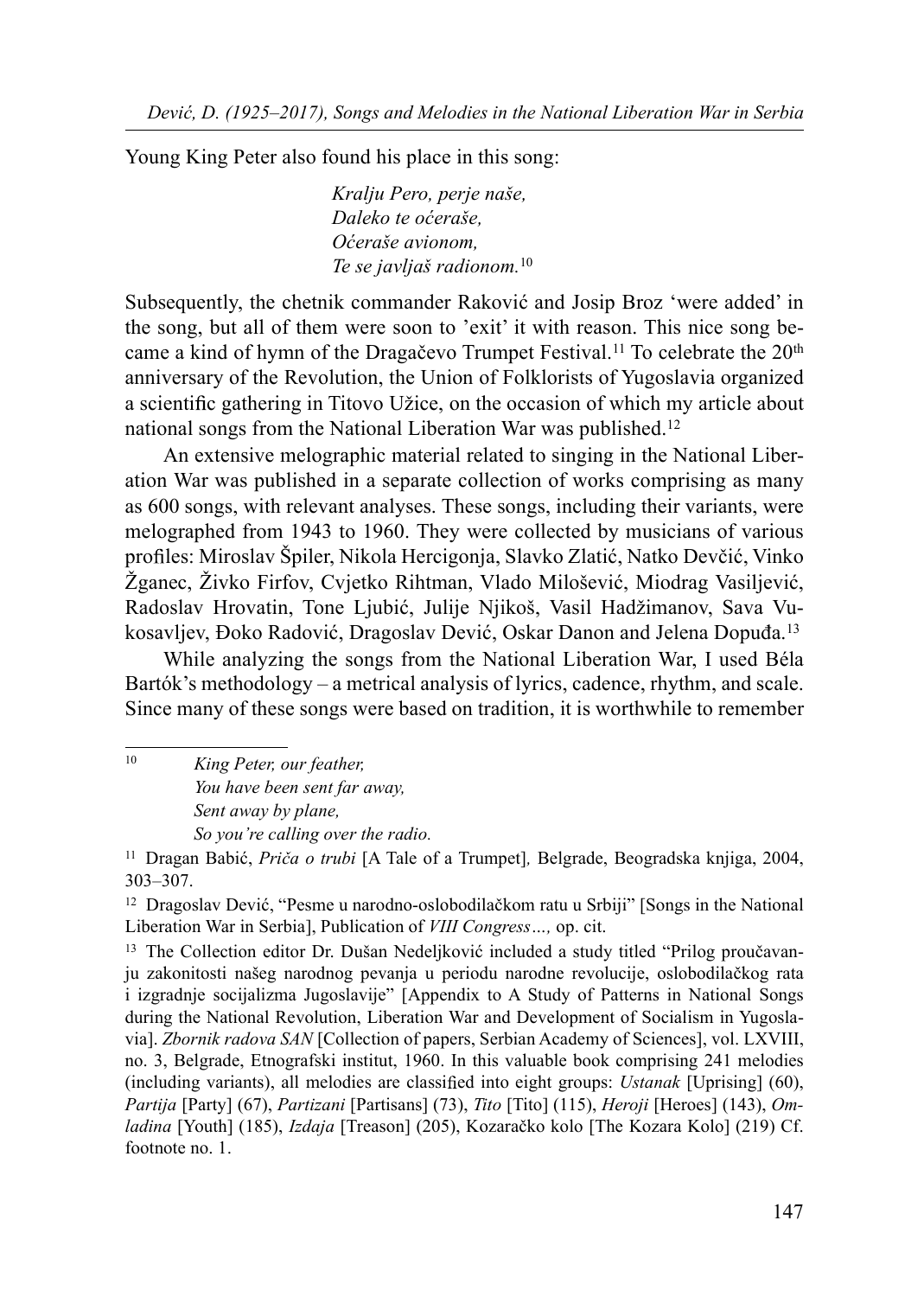Young King Peter also found his place in this song:

> *Kralju Pero, perje naše,*
> *Daleko te oćeraše,*
> *Oćeraše avionom,*
> *Te se javljaš radionom.*[10]

Subsequently, the chetnik commander Raković and Josip Broz 'were added' in the song, but all of them were soon to 'exit' it with reason. This nice song became a kind of hymn of the Dragačevo Trumpet Festival.[11] To celebrate the 20th anniversary of the Revolution, the Union of Folklorists of Yugoslavia organized a scientific gathering in Titovo Užice, on the occasion of which my article about national songs from the National Liberation War was published.[12]

An extensive melographic material related to singing in the National Liberation War was published in a separate collection of works comprising as many as 600 songs, with relevant analyses. These songs, including their variants, were melographed from 1943 to 1960. They were collected by musicians of various profiles: Miroslav Špiler, Nikola Hercigonja, Slavko Zlatić, Natko Devčić, Vinko Žganec, Živko Firfov, Cvjetko Rihtman, Vlado Milošević, Miodrag Vasiljević, Radoslav Hrovatin, Tone Ljubić, Julije Njikoš, Vasil Hadžimanov, Sava Vukosavljev, Đoko Radović, Dragoslav Dević, Oskar Danon and Jelena Dopuđa.[13]

While analyzing the songs from the National Liberation War, I used Béla Bartók's methodology – a metrical analysis of lyrics, cadence, rhythm, and scale. Since many of these songs were based on tradition, it is worthwhile to remember

---

[10] *King Peter, our feather,*
*You have been sent far away,*
*Sent away by plane,*
*So you're calling over the radio.*

[11] Dragan Babić, *Priča o trubi* [A Tale of a Trumpet], Belgrade, Beogradska knjiga, 2004, 303–307.

[12] Dragoslav Dević, "Pesme u narodno-oslobodilačkom ratu u Srbiji" [Songs in the National Liberation War in Serbia], Publication of *VIII Congress…,* op. cit.

[13] The Collection editor Dr. Dušan Nedeljković included a study titled "Prilog proučavanju zakonitosti našeg narodnog pevanja u periodu narodne revolucije, oslobodilačkog rata i izgradnje socijalizma Jugoslavije" [Appendix to A Study of Patterns in National Songs during the National Revolution, Liberation War and Development of Socialism in Yugoslavia]. *Zbornik radova SAN* [Collection of papers, Serbian Academy of Sciences], vol. LXVIII, no. 3, Belgrade, Etnografski institut, 1960. In this valuable book comprising 241 melodies (including variants), all melodies are classified into eight groups: *Ustanak* [Uprising] (60), *Partija* [Party] (67), *Partizani* [Partisans] (73), *Tito* [Tito] (115), *Heroji* [Heroes] (143), *Omladina* [Youth] (185), *Izdaja* [Treason] (205), Kozaračko kolo [The Kozara Kolo] (219) Cf. footnote no. 1.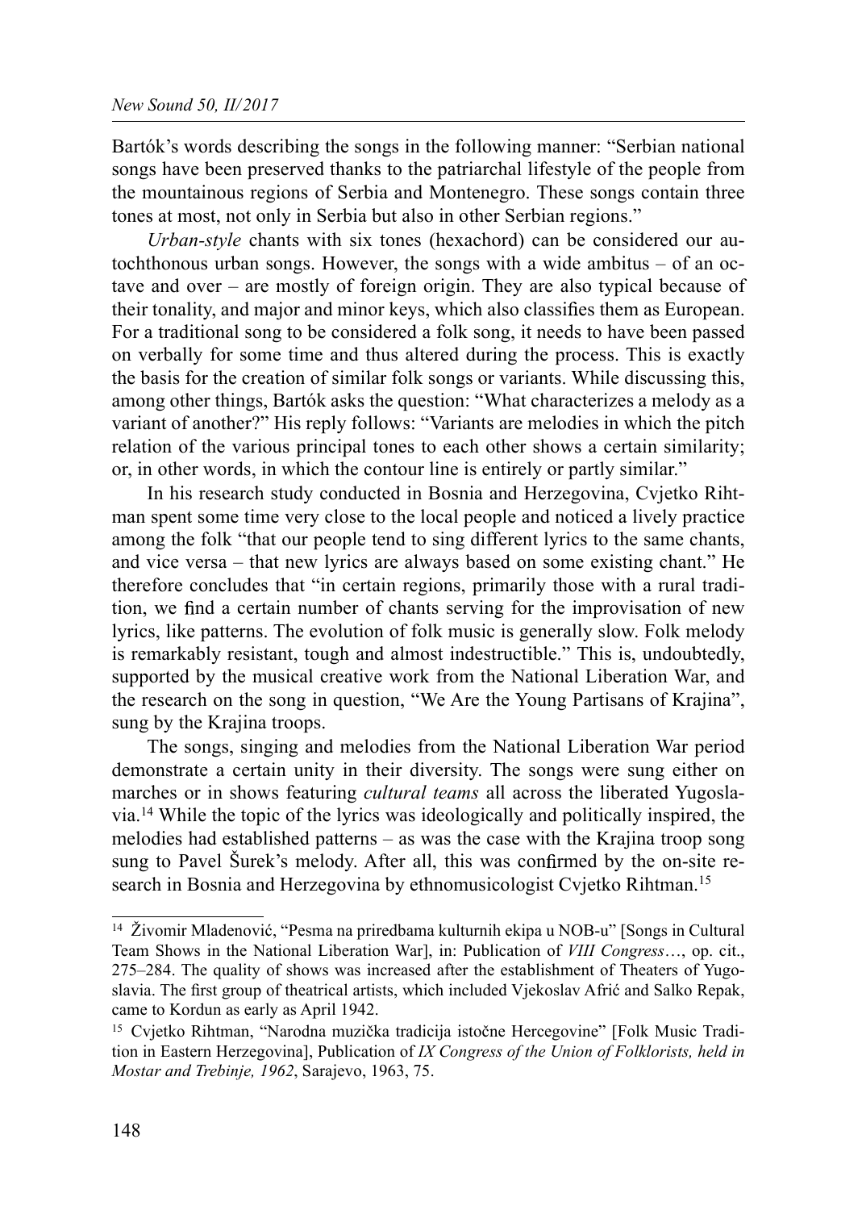Bartók's words describing the songs in the following manner: "Serbian national songs have been preserved thanks to the patriarchal lifestyle of the people from the mountainous regions of Serbia and Montenegro. These songs contain three tones at most, not only in Serbia but also in other Serbian regions."

*Urban-style* chants with six tones (hexachord) can be considered our autochthonous urban songs. However, the songs with a wide ambitus – of an octave and over – are mostly of foreign origin. They are also typical because of their tonality, and major and minor keys, which also classifies them as European. For a traditional song to be considered a folk song, it needs to have been passed on verbally for some time and thus altered during the process. This is exactly the basis for the creation of similar folk songs or variants. While discussing this, among other things, Bartók asks the question: "What characterizes a melody as a variant of another?" His reply follows: "Variants are melodies in which the pitch relation of the various principal tones to each other shows a certain similarity; or, in other words, in which the contour line is entirely or partly similar."

In his research study conducted in Bosnia and Herzegovina, Cvjetko Rihtman spent some time very close to the local people and noticed a lively practice among the folk "that our people tend to sing different lyrics to the same chants, and vice versa – that new lyrics are always based on some existing chant." He therefore concludes that "in certain regions, primarily those with a rural tradition, we find a certain number of chants serving for the improvisation of new lyrics, like patterns. The evolution of folk music is generally slow. Folk melody is remarkably resistant, tough and almost indestructible." This is, undoubtedly, supported by the musical creative work from the National Liberation War, and the research on the song in question, "We Are the Young Partisans of Krajina", sung by the Krajina troops.

The songs, singing and melodies from the National Liberation War period demonstrate a certain unity in their diversity. The songs were sung either on marches or in shows featuring *cultural teams* all across the liberated Yugoslavia.[14] While the topic of the lyrics was ideologically and politically inspired, the melodies had established patterns – as was the case with the Krajina troop song sung to Pavel Šurek's melody. After all, this was confirmed by the on-site research in Bosnia and Herzegovina by ethnomusicologist Cvjetko Rihtman.[15]

---

[14] Živomir Mladenović, "Pesma na priredbama kulturnih ekipa u NOB-u" [Songs in Cultural Team Shows in the National Liberation War], in: Publication of *VIII Congress*…, op. cit., 275–284. The quality of shows was increased after the establishment of Theaters of Yugoslavia. The first group of theatrical artists, which included Vjekoslav Afrić and Salko Repak, came to Kordun as early as April 1942.

[15] Cvjetko Rihtman, "Narodna muzička tradicija istočne Hercegovine" [Folk Music Tradition in Eastern Herzegovina], Publication of *IX Congress of the Union of Folklorists, held in Mostar and Trebinje, 1962*, Sarajevo, 1963, 75.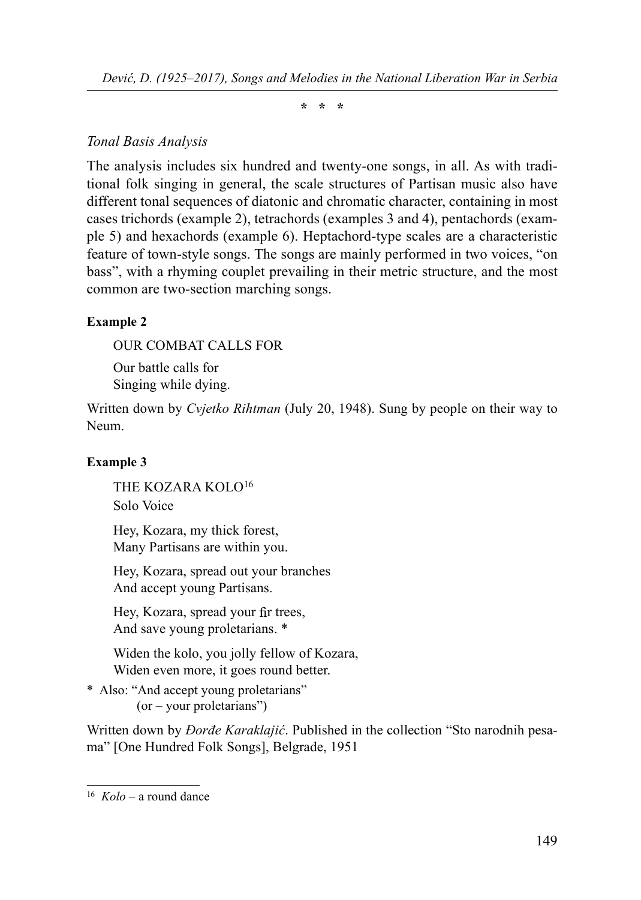\* \* \*

*Tonal Basis Analysis*

The analysis includes six hundred and twenty-one songs, in all. As with traditional folk singing in general, the scale structures of Partisan music also have different tonal sequences of diatonic and chromatic character, containing in most cases trichords (example 2), tetrachords (examples 3 and 4), pentachords (example 5) and hexachords (example 6). Heptachord-type scales are a characteristic feature of town-style songs. The songs are mainly performed in two voices, "on bass", with a rhyming couplet prevailing in their metric structure, and the most common are two-section marching songs.

**Example 2**

OUR COMBAT CALLS FOR

Our battle calls for
Singing while dying.

Written down by *Cvjetko Rihtman* (July 20, 1948). Sung by people on their way to Neum.

**Example 3**

THE KOZARA KOLO[16]
Solo Voice

Hey, Kozara, my thick forest,
Many Partisans are within you.

Hey, Kozara, spread out your branches
And accept young Partisans.

Hey, Kozara, spread your fir trees,
And save young proletarians. *

Widen the kolo, you jolly fellow of Kozara,
Widen even more, it goes round better.

\* Also: "And accept young proletarians"
(or – your proletarians")

Written down by *Đorđe Karaklajić*. Published in the collection "Sto narodnih pesama" [One Hundred Folk Songs], Belgrade, 1951

[16] *Kolo* – a round dance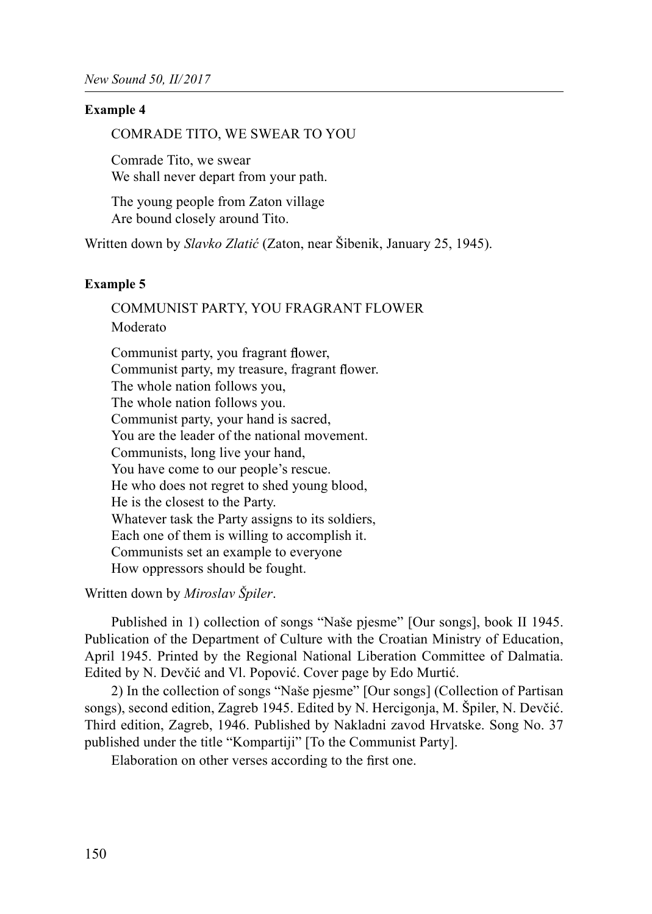**Example 4**

COMRADE TITO, WE SWEAR TO YOU

Comrade Tito, we swear  
We shall never depart from your path.

The young people from Zaton village  
Are bound closely around Tito.

Written down by *Slavko Zlatić* (Zaton, near Šibenik, January 25, 1945).

**Example 5**

COMMUNIST PARTY, YOU FRAGRANT FLOWER  
Moderato

Communist party, you fragrant flower,  
Communist party, my treasure, fragrant flower.  
The whole nation follows you,  
The whole nation follows you.  
Communist party, your hand is sacred,  
You are the leader of the national movement.  
Communists, long live your hand,  
You have come to our people's rescue.  
He who does not regret to shed young blood,  
He is the closest to the Party.  
Whatever task the Party assigns to its soldiers,  
Each one of them is willing to accomplish it.  
Communists set an example to everyone  
How oppressors should be fought.

Written down by *Miroslav Špiler*.

Published in 1) collection of songs "Naše pjesme" [Our songs], book II 1945. Publication of the Department of Culture with the Croatian Ministry of Education, April 1945. Printed by the Regional National Liberation Committee of Dalmatia. Edited by N. Devčić and Vl. Popović. Cover page by Edo Murtić.

2) In the collection of songs "Naše pjesme" [Our songs] (Collection of Partisan songs), second edition, Zagreb 1945. Edited by N. Hercigonja, M. Špiler, N. Devčić. Third edition, Zagreb, 1946. Published by Nakladni zavod Hrvatske. Song No. 37 published under the title "Kompartiji" [To the Communist Party].

Elaboration on other verses according to the first one.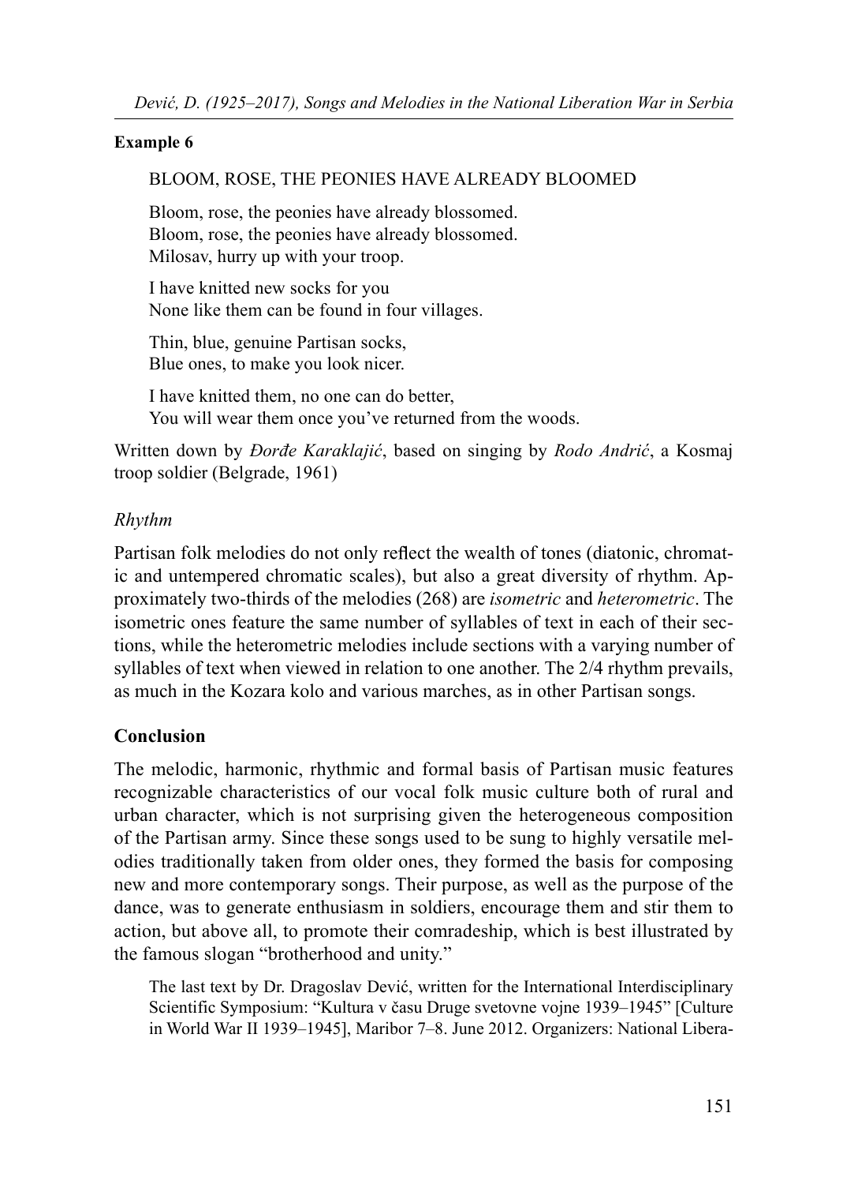**Example 6**

BLOOM, ROSE, THE PEONIES HAVE ALREADY BLOOMED

Bloom, rose, the peonies have already blossomed.
Bloom, rose, the peonies have already blossomed.
Milosav, hurry up with your troop.

I have knitted new socks for you
None like them can be found in four villages.

Thin, blue, genuine Partisan socks,
Blue ones, to make you look nicer.

I have knitted them, no one can do better,
You will wear them once you've returned from the woods.

Written down by *Đorđe Karaklajić*, based on singing by *Rodo Andrić*, a Kosmaj troop soldier (Belgrade, 1961)

### *Rhythm*

Partisan folk melodies do not only reflect the wealth of tones (diatonic, chromatic and untempered chromatic scales), but also a great diversity of rhythm. Approximately two-thirds of the melodies (268) are *isometric* and *heterometric*. The isometric ones feature the same number of syllables of text in each of their sections, while the heterometric melodies include sections with a varying number of syllables of text when viewed in relation to one another. The 2/4 rhythm prevails, as much in the Kozara kolo and various marches, as in other Partisan songs.

## Conclusion

The melodic, harmonic, rhythmic and formal basis of Partisan music features recognizable characteristics of our vocal folk music culture both of rural and urban character, which is not surprising given the heterogeneous composition of the Partisan army. Since these songs used to be sung to highly versatile melodies traditionally taken from older ones, they formed the basis for composing new and more contemporary songs. Their purpose, as well as the purpose of the dance, was to generate enthusiasm in soldiers, encourage them and stir them to action, but above all, to promote their comradeship, which is best illustrated by the famous slogan "brotherhood and unity."

The last text by Dr. Dragoslav Dević, written for the International Interdisciplinary Scientific Symposium: "Kultura v času Druge svetovne vojne 1939–1945" [Culture in World War II 1939–1945], Maribor 7–8. June 2012. Organizers: National Libera-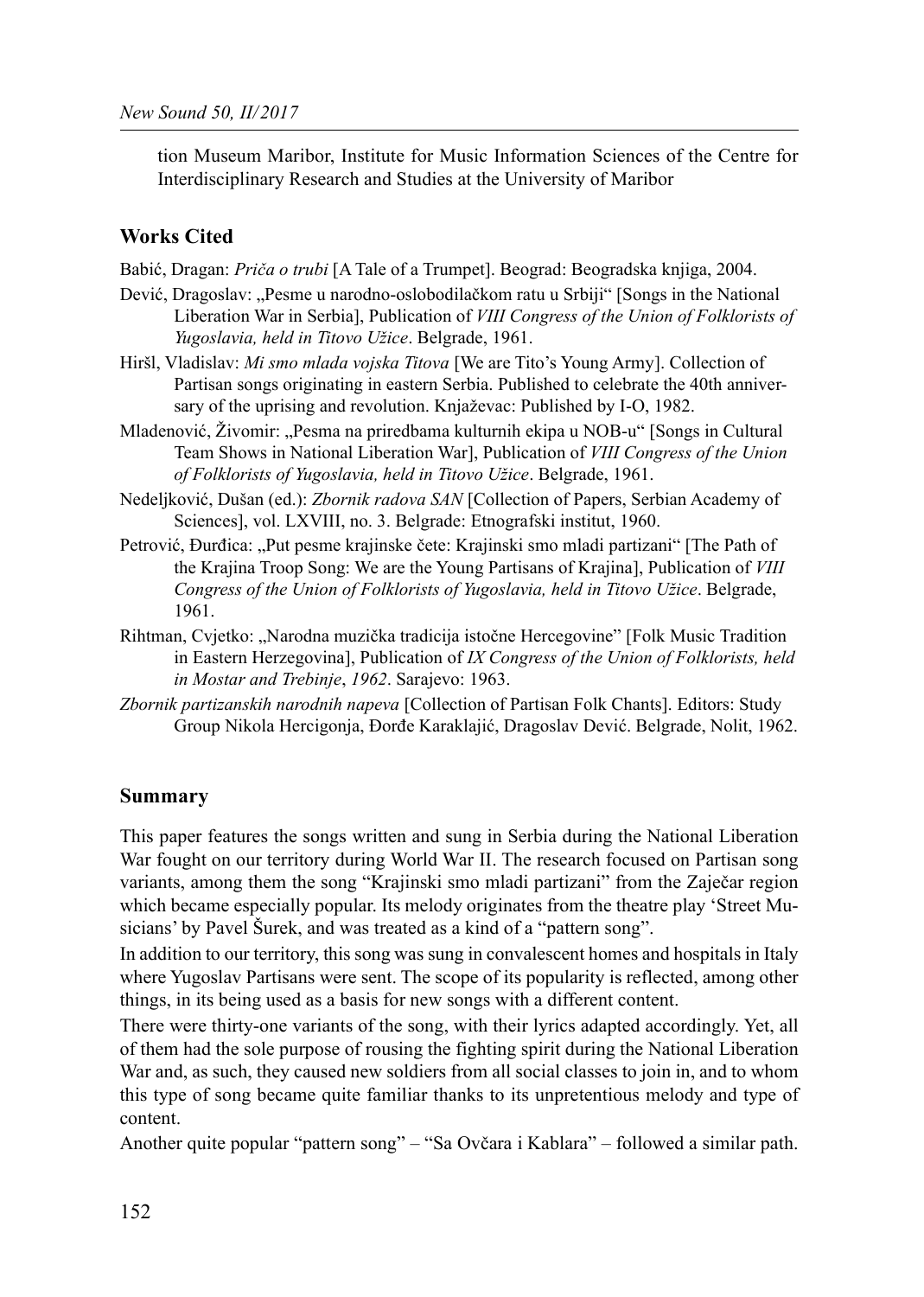tion Museum Maribor, Institute for Music Information Sciences of the Centre for Interdisciplinary Research and Studies at the University of Maribor

## Works Cited

Babić, Dragan: *Priča o trubi* [A Tale of a Trumpet]. Beograd: Beogradska knjiga, 2004.

Dević, Dragoslav: „Pesme u narodno-oslobodilačkom ratu u Srbiji" [Songs in the National Liberation War in Serbia], Publication of *VIII Congress of the Union of Folklorists of Yugoslavia, held in Titovo Užice*. Belgrade, 1961.

Hiršl, Vladislav: *Mi smo mlada vojska Titova* [We are Tito's Young Army]. Collection of Partisan songs originating in eastern Serbia. Published to celebrate the 40th anniversary of the uprising and revolution. Knjaževac: Published by I-O, 1982.

Mladenović, Živomir: „Pesma na priredbama kulturnih ekipa u NOB-u" [Songs in Cultural Team Shows in National Liberation War], Publication of *VIII Congress of the Union of Folklorists of Yugoslavia, held in Titovo Užice*. Belgrade, 1961.

Nedeljković, Dušan (ed.): *Zbornik radova SAN* [Collection of Papers, Serbian Academy of Sciences], vol. LXVIII, no. 3. Belgrade: Etnografski institut, 1960.

Petrović, Đurđica: „Put pesme krajinske čete: Krajinski smo mladi partizani" [The Path of the Krajina Troop Song: We are the Young Partisans of Krajina], Publication of *VIII Congress of the Union of Folklorists of Yugoslavia, held in Titovo Užice*. Belgrade, 1961.

Rihtman, Cvjetko: „Narodna muzička tradicija istočne Hercegovine" [Folk Music Tradition in Eastern Herzegovina], Publication of *IX Congress of the Union of Folklorists, held in Mostar and Trebinje*, *1962*. Sarajevo: 1963.

*Zbornik partizanskih narodnih napeva* [Collection of Partisan Folk Chants]. Editors: Study Group Nikola Hercigonja, Đorđe Karaklajić, Dragoslav Dević. Belgrade, Nolit, 1962.

## Summary

This paper features the songs written and sung in Serbia during the National Liberation War fought on our territory during World War II. The research focused on Partisan song variants, among them the song "Krajinski smo mladi partizani" from the Zaječar region which became especially popular. Its melody originates from the theatre play 'Street Musicians' by Pavel Šurek, and was treated as a kind of a "pattern song".

In addition to our territory, this song was sung in convalescent homes and hospitals in Italy where Yugoslav Partisans were sent. The scope of its popularity is reflected, among other things, in its being used as a basis for new songs with a different content.

There were thirty-one variants of the song, with their lyrics adapted accordingly. Yet, all of them had the sole purpose of rousing the fighting spirit during the National Liberation War and, as such, they caused new soldiers from all social classes to join in, and to whom this type of song became quite familiar thanks to its unpretentious melody and type of content.

Another quite popular "pattern song" – "Sa Ovčara i Kablara" – followed a similar path.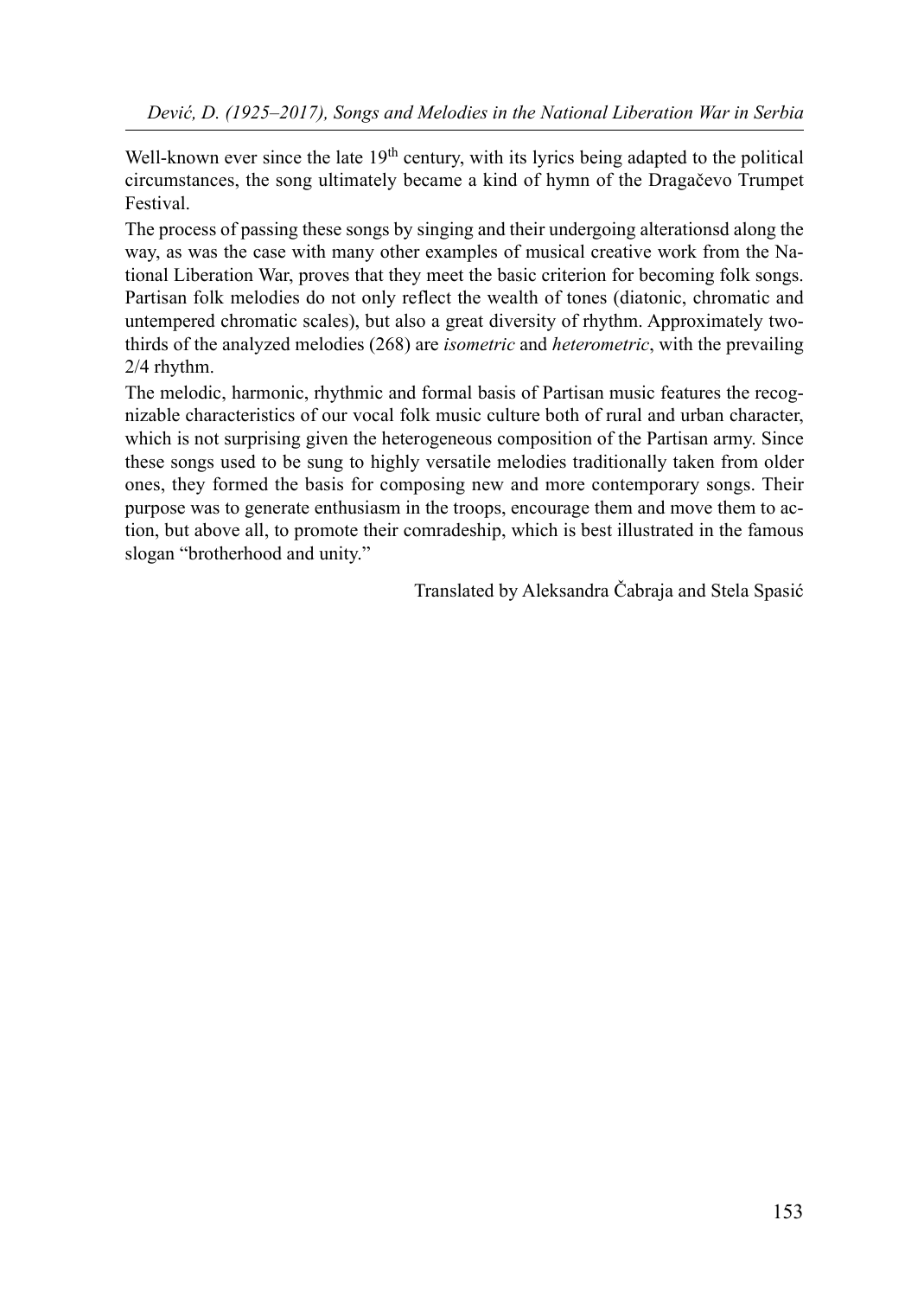Well-known ever since the late 19th century, with its lyrics being adapted to the political circumstances, the song ultimately became a kind of hymn of the Dragačevo Trumpet Festival.

The process of passing these songs by singing and their undergoing alterationsd along the way, as was the case with many other examples of musical creative work from the National Liberation War, proves that they meet the basic criterion for becoming folk songs. Partisan folk melodies do not only reflect the wealth of tones (diatonic, chromatic and untempered chromatic scales), but also a great diversity of rhythm. Approximately two-thirds of the analyzed melodies (268) are *isometric* and *heterometric*, with the prevailing 2/4 rhythm.

The melodic, harmonic, rhythmic and formal basis of Partisan music features the recognizable characteristics of our vocal folk music culture both of rural and urban character, which is not surprising given the heterogeneous composition of the Partisan army. Since these songs used to be sung to highly versatile melodies traditionally taken from older ones, they formed the basis for composing new and more contemporary songs. Their purpose was to generate enthusiasm in the troops, encourage them and move them to action, but above all, to promote their comradeship, which is best illustrated in the famous slogan "brotherhood and unity."

Translated by Aleksandra Čabraja and Stela Spasić